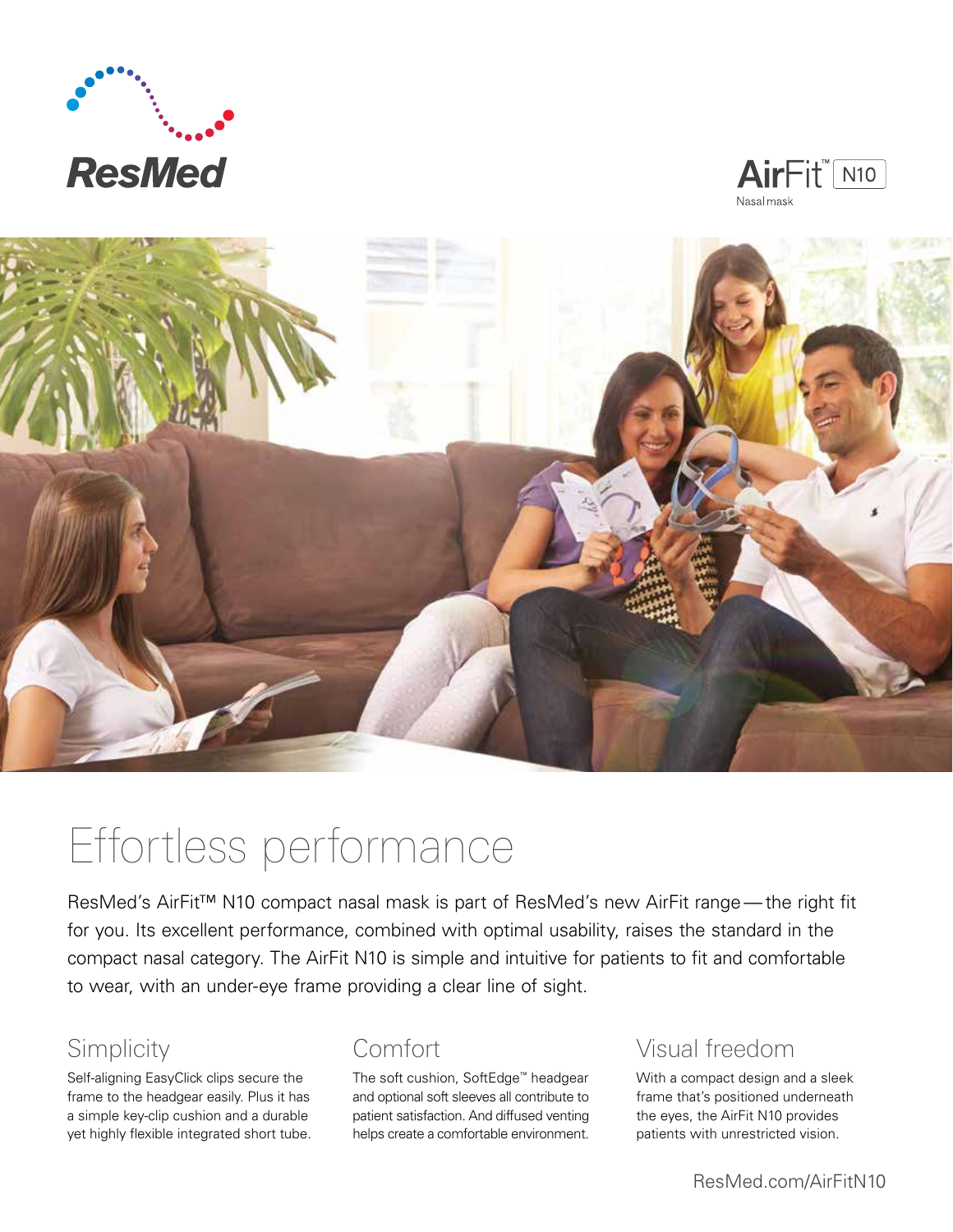ResMed

AirFit™ N10

Nasal mask

# Effortless performance

ResMed's AirFit™ N10 compact nasal mask is part of ResMed's new AirFit range — the right fit for you. Its excellent performance, combined with optimal usability, raises the standard in the compact nasal category. The AirFit N10 is simple and intuitive for patients to fit and comfortable to wear, with an under-eye frame providing a clear line of sight.

## Simplicity

Self-aligning EasyClick clips secure the frame to the headgear easily. Plus it has a simple key-clip cushion and a durable yet highly flexible integrated short tube.

## Comfort

The soft cushion, SoftEdge™ headgear and optional soft sleeves all contribute to patient satisfaction. And diffused venting helps create a comfortable environment.

## Visual freedom

With a compact design and a sleek frame that's positioned underneath the eyes, the AirFit N10 provides patients with unrestricted vision.

ResMed.com/AirFitN10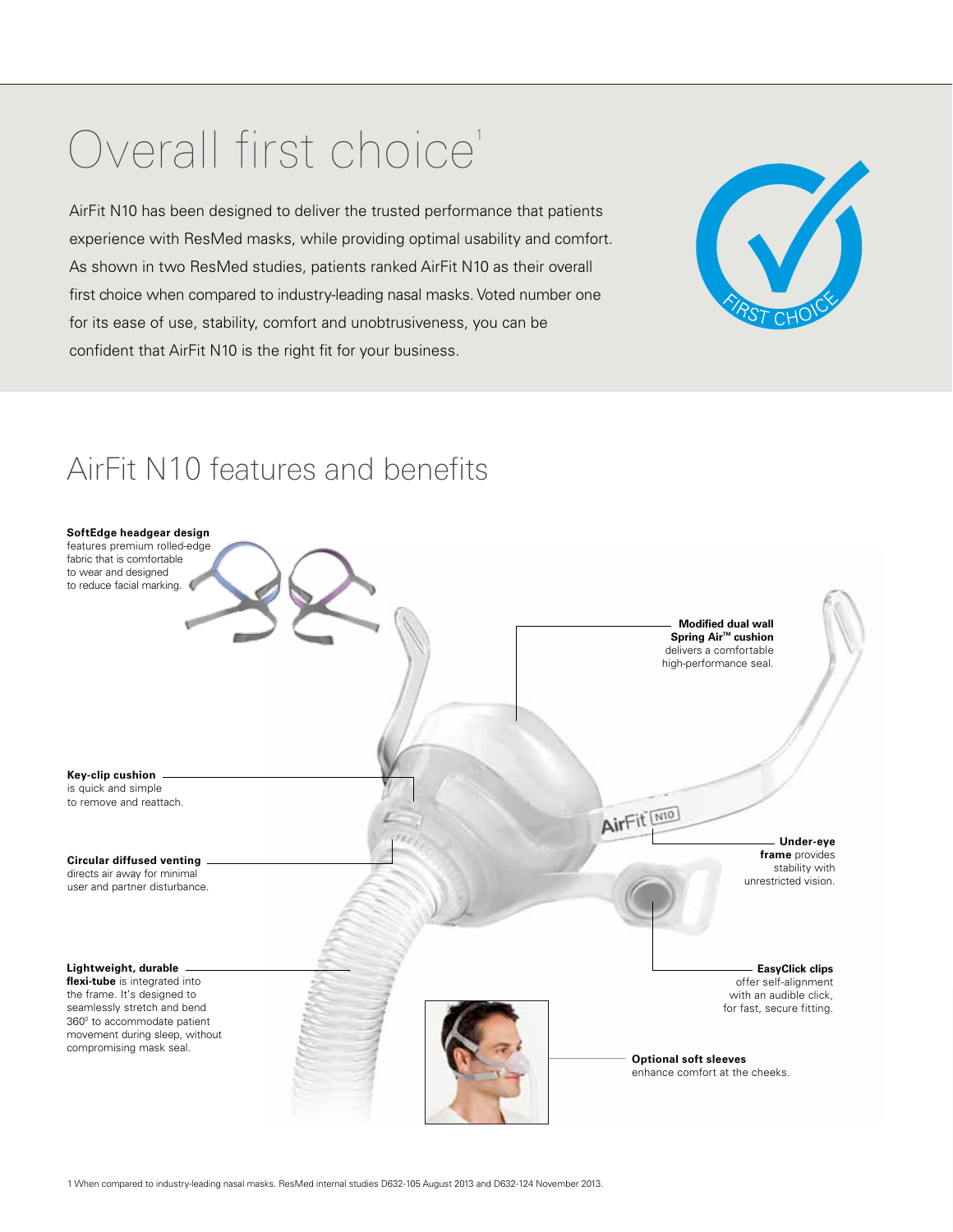# Overall first choice[1]

AirFit N10 has been designed to deliver the trusted performance that patients experience with ResMed masks, while providing optimal usability and comfort. As shown in two ResMed studies, patients ranked AirFit N10 as their overall first choice when compared to industry-leading nasal masks. Voted number one for its ease of use, stability, comfort and unobtrusiveness, you can be confident that AirFit N10 is the right fit for your business.

FIRST CHOICE

## AirFit N10 features and benefits

**SoftEdge headgear design** features premium rolled-edge fabric that is comfortable to wear and designed to reduce facial marking.

**Modified dual wall Spring Air™ cushion** delivers a comfortable high-performance seal.

**Key-clip cushion** is quick and simple to remove and reattach.

**Circular diffused venting** directs air away for minimal user and partner disturbance.

**Under-eye frame** provides stability with unrestricted vision.

**Lightweight, durable flexi-tube** is integrated into the frame. It's designed to seamlessly stretch and bend 360° to accommodate patient movement during sleep, without compromising mask seal.

**EasyClick clips** offer self-alignment with an audible click, for fast, secure fitting.

**Optional soft sleeves** enhance comfort at the cheeks.

AirFit N10

1 When compared to industry-leading nasal masks. ResMed internal studies D632-105 August 2013 and D632-124 November 2013.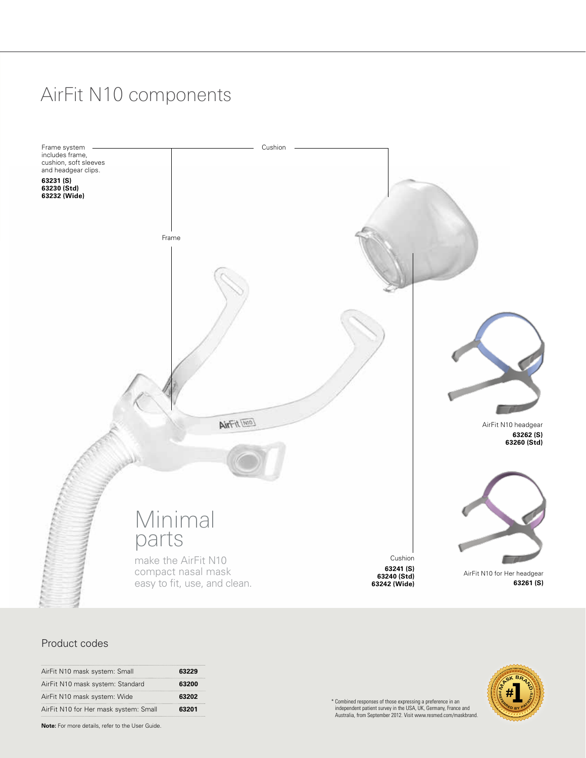# AirFit N10 components

Frame system includes frame, cushion, soft sleeves and headgear clips.
**63231 (S)**
**63230 (Std)**
**63232 (Wide)**

Cushion

Frame

AirFit N10 headgear
**63262 (S)**
**63260 (Std)**

Minimal parts

make the AirFit N10 compact nasal mask easy to fit, use, and clean.

Cushion
**63241 (S)**
**63240 (Std)**
**63242 (Wide)**

AirFit N10 for Her headgear
**63261 (S)**

## Product codes

| | |
|---|---|
| AirFit N10 mask system: Small | **63229** |
| AirFit N10 mask system: Standard | **63200** |
| AirFit N10 mask system: Wide | **63202** |
| AirFit N10 for Her mask system: Small | **63201** |

**Note:** For more details, refer to the User Guide.

* Combined responses of those expressing a preference in an independent patient survey in the USA, UK, Germany, France and Australia, from September 2012. Visit www.resmed.com/maskbrand.

MASK BRAND #1 PREFERRED BY PATIENTS*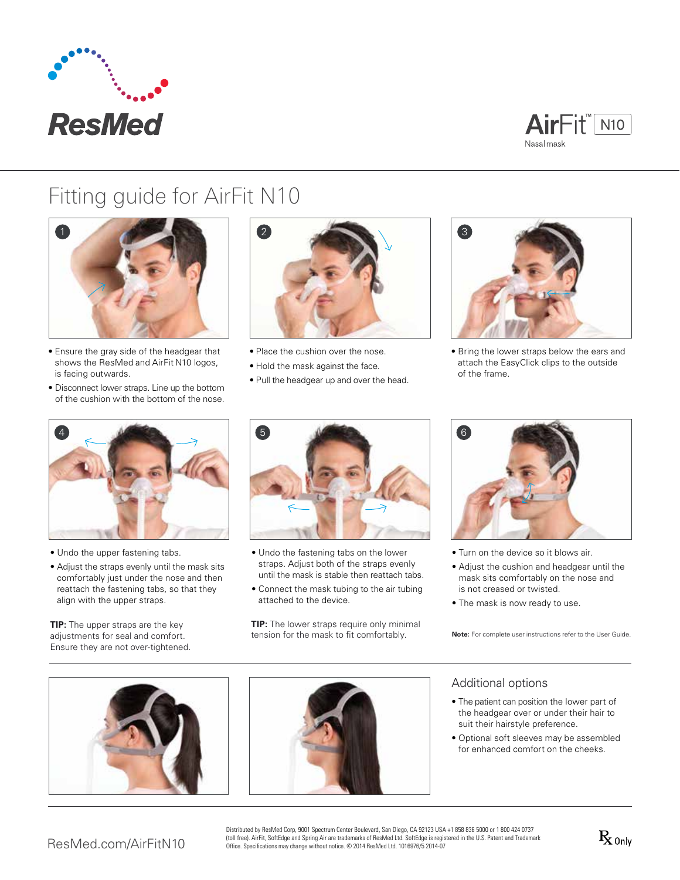ResMed

AirFit™ N10
Nasal mask

# Fitting guide for AirFit N10

1

- Ensure the gray side of the headgear that shows the ResMed and AirFit N10 logos, is facing outwards.
- Disconnect lower straps. Line up the bottom of the cushion with the bottom of the nose.

2

- Place the cushion over the nose.
- Hold the mask against the face.
- Pull the headgear up and over the head.

3

- Bring the lower straps below the ears and attach the EasyClick clips to the outside of the frame.

4

- Undo the upper fastening tabs.
- Adjust the straps evenly until the mask sits comfortably just under the nose and then reattach the fastening tabs, so that they align with the upper straps.

**TIP:** The upper straps are the key adjustments for seal and comfort. Ensure they are not over-tightened.

5

- Undo the fastening tabs on the lower straps. Adjust both of the straps evenly until the mask is stable then reattach tabs.
- Connect the mask tubing to the air tubing attached to the device.

**TIP:** The lower straps require only minimal tension for the mask to fit comfortably.

6

- Turn on the device so it blows air.
- Adjust the cushion and headgear until the mask sits comfortably on the nose and is not creased or twisted.
- The mask is now ready to use.

**Note:** For complete user instructions refer to the User Guide.

## Additional options

- The patient can position the lower part of the headgear over or under their hair to suit their hairstyle preference.
- Optional soft sleeves may be assembled for enhanced comfort on the cheeks.

ResMed.com/AirFitN10

Distributed by ResMed Corp, 9001 Spectrum Center Boulevard, San Diego, CA 92123 USA +1 858 836 5000 or 1 800 424 0737 (toll free). AirFit, SoftEdge and Spring Air are trademarks of ResMed Ltd. SoftEdge is registered in the U.S. Patent and Trademark Office. Specifications may change without notice. © 2014 ResMed Ltd. 1016976/5 2014-07

℞ Only